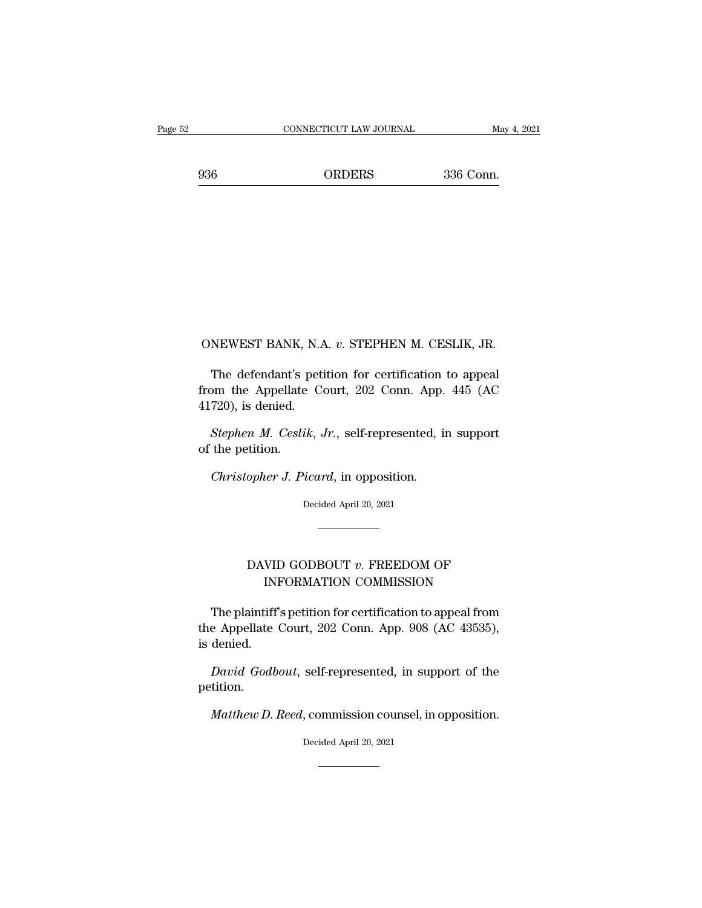## ONEWEST BANK, N.A. *v.* STEPHEN M. CESLIK, JR.

The defendant's petition for certification to appeal from the Appellate Court, 202 Conn. App. 445 (AC 41720), is denied.

*Stephen M. Ceslik, Jr.*, self-represented, in support of the petition.

*Christopher J. Picard*, in opposition.

Decided April 20, 2021

---

## DAVID GODBOUT *v.* FREEDOM OF INFORMATION COMMISSION

The plaintiff's petition for certification to appeal from the Appellate Court, 202 Conn. App. 908 (AC 43535), is denied.

*David Godbout*, self-represented, in support of the petition.

*Matthew D. Reed*, commission counsel, in opposition.

Decided April 20, 2021

---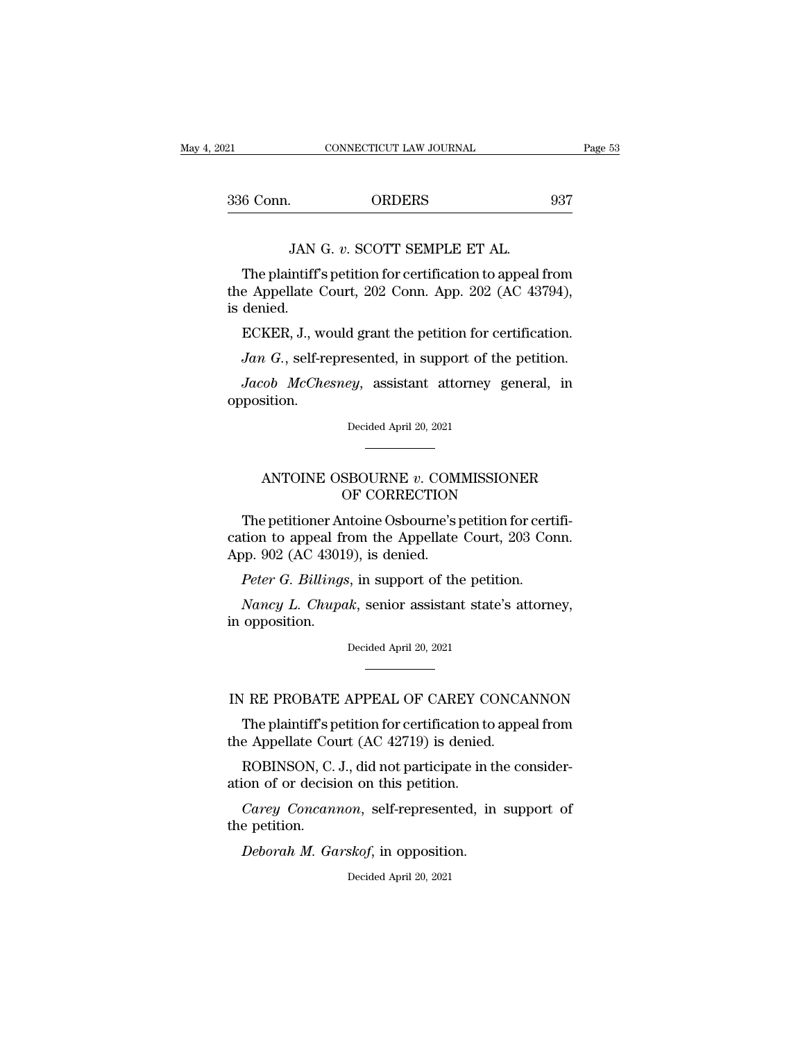JAN G. *v.* SCOTT SEMPLE ET AL.

The plaintiff's petition for certification to appeal from the Appellate Court, 202 Conn. App. 202 (AC 43794), is denied.

ECKER, J., would grant the petition for certification.

*Jan G.*, self-represented, in support of the petition.

*Jacob McChesney*, assistant attorney general, in opposition.

Decided April 20, 2021

---

ANTOINE OSBOURNE *v.* COMMISSIONER OF CORRECTION

The petitioner Antoine Osbourne's petition for certification to appeal from the Appellate Court, 203 Conn. App. 902 (AC 43019), is denied.

*Peter G. Billings*, in support of the petition.

*Nancy L. Chupak*, senior assistant state's attorney, in opposition.

Decided April 20, 2021

---

IN RE PROBATE APPEAL OF CAREY CONCANNON

The plaintiff's petition for certification to appeal from the Appellate Court (AC 42719) is denied.

ROBINSON, C. J., did not participate in the consideration of or decision on this petition.

*Carey Concannon*, self-represented, in support of the petition.

*Deborah M. Garskof*, in opposition.

Decided April 20, 2021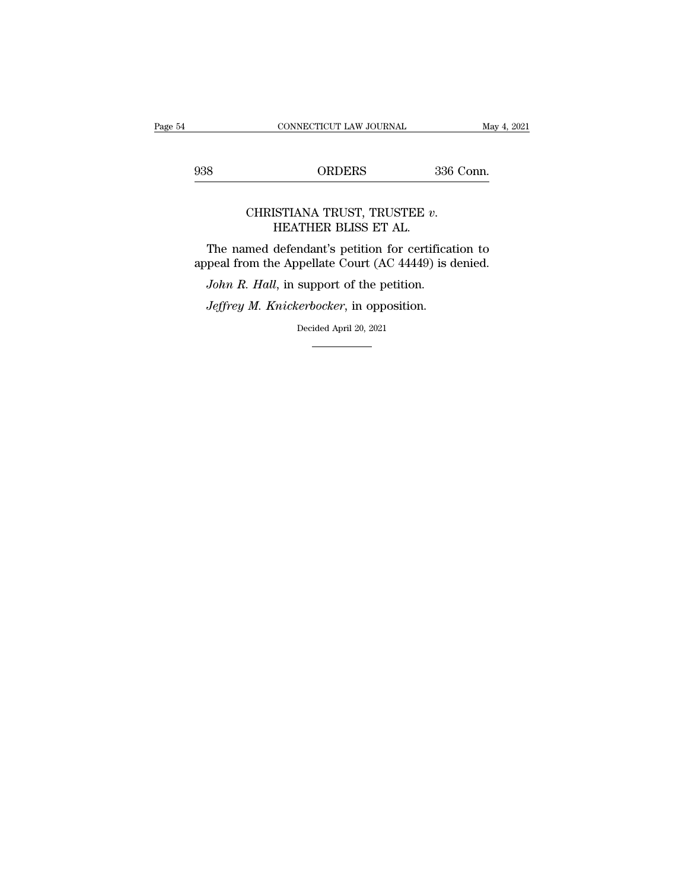## CHRISTIANA TRUST, TRUSTEE *v.* HEATHER BLISS ET AL.

The named defendant's petition for certification to appeal from the Appellate Court (AC 44449) is denied.

*John R. Hall*, in support of the petition.

*Jeffrey M. Knickerbocker*, in opposition.

Decided April 20, 2021